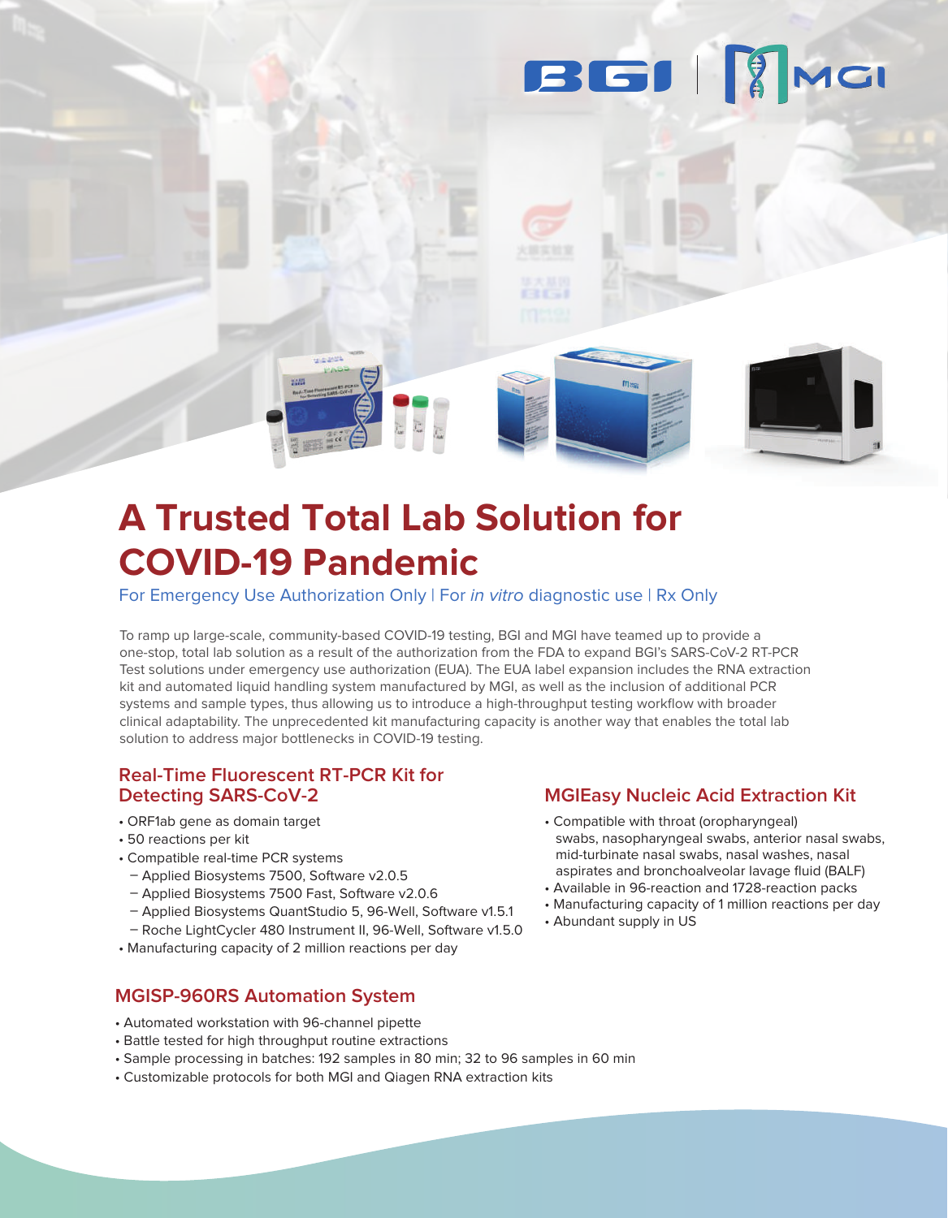# A Trusted Total Lab Solution for COVID-19 Pandemic

For Emergency Use Authorization Only | For *in vitro* diagnostic use | Rx Only

To ramp up large-scale, community-based COVID-19 testing, BGI and MGI have teamed up to provide a one-stop, total lab solution as a result of the authorization from the FDA to expand BGI's SARS-CoV-2 RT-PCR Test solutions under emergency use authorization (EUA). The EUA label expansion includes the RNA extraction kit and automated liquid handling system manufactured by MGI, as well as the inclusion of additional PCR systems and sample types, thus allowing us to introduce a high-throughput testing workflow with broader clinical adaptability. The unprecedented kit manufacturing capacity is another way that enables the total lab solution to address major bottlenecks in COVID-19 testing.

## Real-Time Fluorescent RT-PCR Kit for Detecting SARS-CoV-2

- ORF1ab gene as domain target
- 50 reactions per kit
- Compatible real-time PCR systems
  - Applied Biosystems 7500, Software v2.0.5
  - Applied Biosystems 7500 Fast, Software v2.0.6
  - Applied Biosystems QuantStudio 5, 96-Well, Software v1.5.1
  - Roche LightCycler 480 Instrument II, 96-Well, Software v1.5.0
- Manufacturing capacity of 2 million reactions per day

## MGIEasy Nucleic Acid Extraction Kit

- Compatible with throat (oropharyngeal) swabs, nasopharyngeal swabs, anterior nasal swabs, mid-turbinate nasal swabs, nasal washes, nasal aspirates and bronchoalveolar lavage fluid (BALF)
- Available in 96-reaction and 1728-reaction packs
- Manufacturing capacity of 1 million reactions per day
- Abundant supply in US

## MGISP-960RS Automation System

- Automated workstation with 96-channel pipette
- Battle tested for high throughput routine extractions
- Sample processing in batches: 192 samples in 80 min; 32 to 96 samples in 60 min
- Customizable protocols for both MGI and Qiagen RNA extraction kits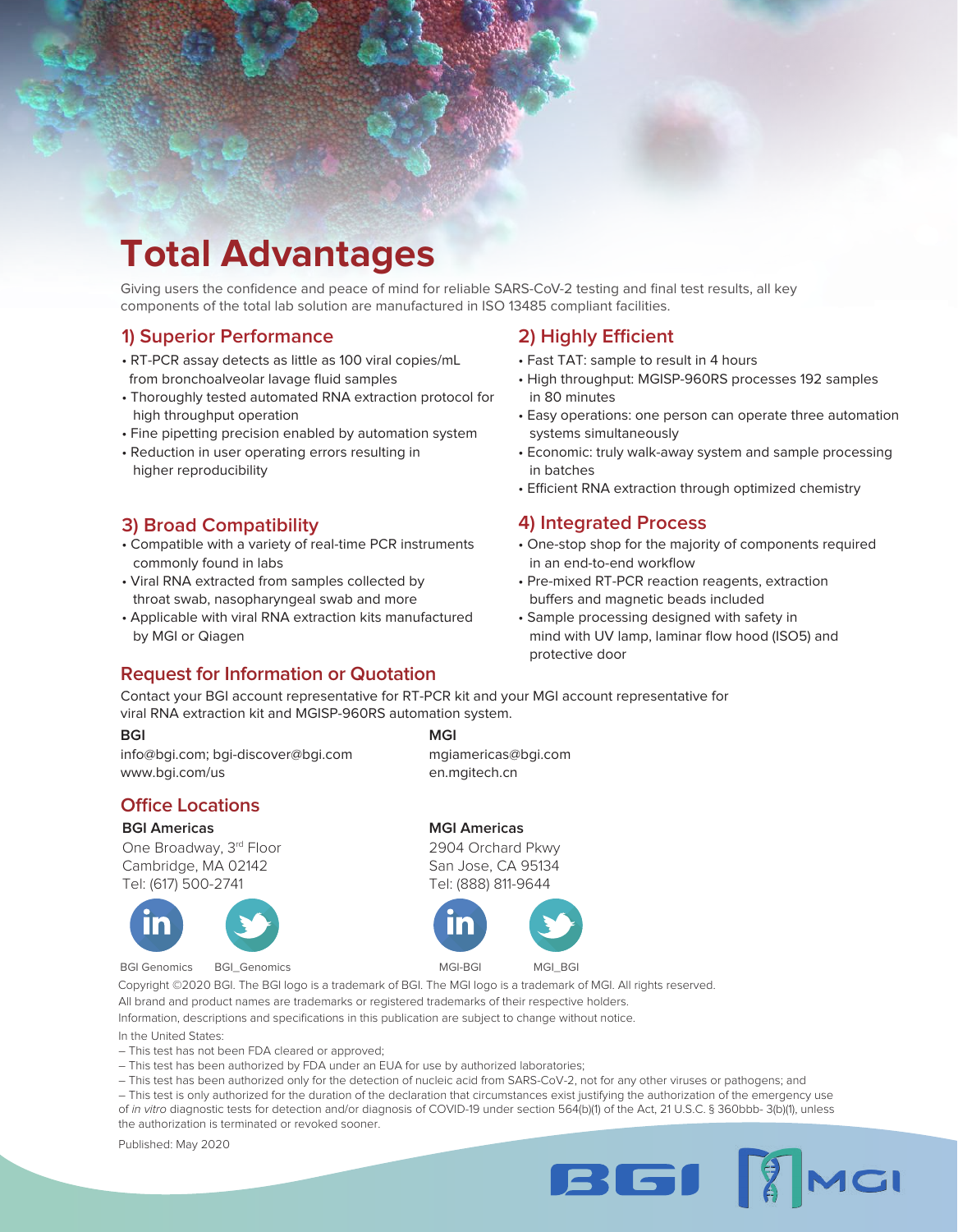# Total Advantages

Giving users the confidence and peace of mind for reliable SARS-CoV-2 testing and final test results, all key components of the total lab solution are manufactured in ISO 13485 compliant facilities.

## 1) Superior Performance

- RT-PCR assay detects as little as 100 viral copies/mL from bronchoalveolar lavage fluid samples
- Thoroughly tested automated RNA extraction protocol for high throughput operation
- Fine pipetting precision enabled by automation system
- Reduction in user operating errors resulting in higher reproducibility

## 2) Highly Efficient

- Fast TAT: sample to result in 4 hours
- High throughput: MGISP-960RS processes 192 samples in 80 minutes
- Easy operations: one person can operate three automation systems simultaneously
- Economic: truly walk-away system and sample processing in batches
- Efficient RNA extraction through optimized chemistry

## 3) Broad Compatibility

- Compatible with a variety of real-time PCR instruments commonly found in labs
- Viral RNA extracted from samples collected by throat swab, nasopharyngeal swab and more
- Applicable with viral RNA extraction kits manufactured by MGI or Qiagen

## 4) Integrated Process

- One-stop shop for the majority of components required in an end-to-end workflow
- Pre-mixed RT-PCR reaction reagents, extraction buffers and magnetic beads included
- Sample processing designed with safety in mind with UV lamp, laminar flow hood (ISO5) and protective door

## Request for Information or Quotation

Contact your BGI account representative for RT-PCR kit and your MGI account representative for viral RNA extraction kit and MGISP-960RS automation system.

**BGI**
info@bgi.com; bgi-discover@bgi.com
www.bgi.com/us

**MGI**
mgiamericas@bgi.com
en.mgitech.cn

## Office Locations

**BGI Americas**
One Broadway, 3rd Floor
Cambridge, MA 02142
Tel: (617) 500-2741

BGI Genomics BGI_Genomics

**MGI Americas**
2904 Orchard Pkwy
San Jose, CA 95134
Tel: (888) 811-9644

MGI-BGI MGI_BGI

Copyright ©2020 BGI. The BGI logo is a trademark of BGI. The MGI logo is a trademark of MGI. All rights reserved.
All brand and product names are trademarks or registered trademarks of their respective holders.
Information, descriptions and specifications in this publication are subject to change without notice.

In the United States:

– This test has not been FDA cleared or approved;
– This test has been authorized by FDA under an EUA for use by authorized laboratories;
– This test has been authorized only for the detection of nucleic acid from SARS-CoV-2, not for any other viruses or pathogens; and
– This test is only authorized for the duration of the declaration that circumstances exist justifying the authorization of the emergency use of *in vitro* diagnostic tests for detection and/or diagnosis of COVID-19 under section 564(b)(1) of the Act, 21 U.S.C. § 360bbb- 3(b)(1), unless the authorization is terminated or revoked sooner.

Published: May 2020